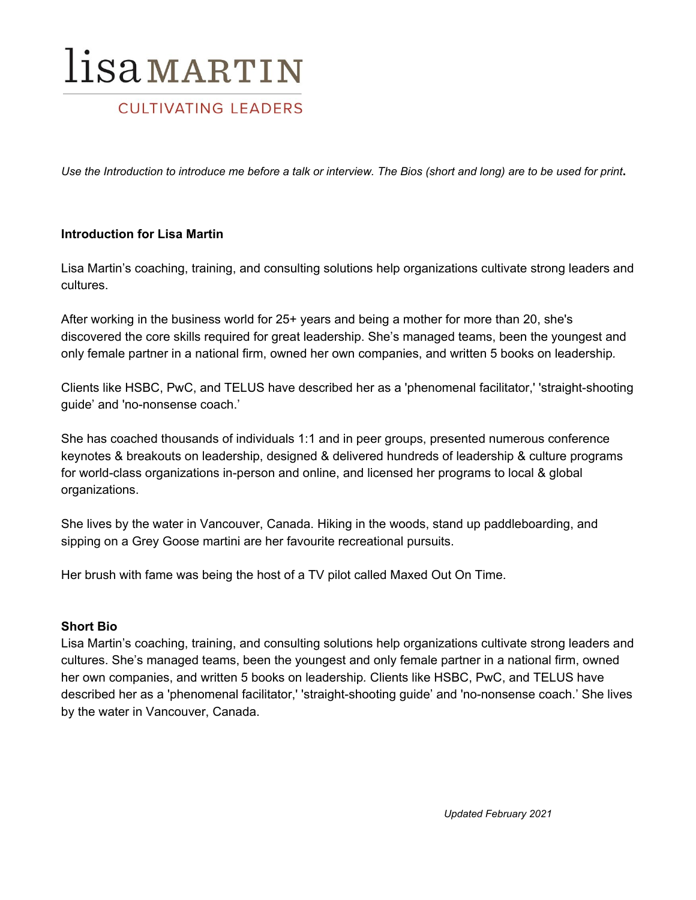# lisa MARTIN

CULTIVATING LEADERS

*Use the Introduction to introduce me before a talk or interview. The Bios (short and long) are to be used for print***.**

**Introduction for Lisa Martin**

Lisa Martin's coaching, training, and consulting solutions help organizations cultivate strong leaders and cultures.

After working in the business world for 25+ years and being a mother for more than 20, she's discovered the core skills required for great leadership. She's managed teams, been the youngest and only female partner in a national firm, owned her own companies, and written 5 books on leadership.

Clients like HSBC, PwC, and TELUS have described her as a 'phenomenal facilitator,' 'straight-shooting guide' and 'no-nonsense coach.'

She has coached thousands of individuals 1:1 and in peer groups, presented numerous conference keynotes & breakouts on leadership, designed & delivered hundreds of leadership & culture programs for world-class organizations in-person and online, and licensed her programs to local & global organizations.

She lives by the water in Vancouver, Canada. Hiking in the woods, stand up paddleboarding, and sipping on a Grey Goose martini are her favourite recreational pursuits.

Her brush with fame was being the host of a TV pilot called Maxed Out On Time.

**Short Bio**

Lisa Martin's coaching, training, and consulting solutions help organizations cultivate strong leaders and cultures. She's managed teams, been the youngest and only female partner in a national firm, owned her own companies, and written 5 books on leadership. Clients like HSBC, PwC, and TELUS have described her as a 'phenomenal facilitator,' 'straight-shooting guide' and 'no-nonsense coach.' She lives by the water in Vancouver, Canada.

*Updated February 2021*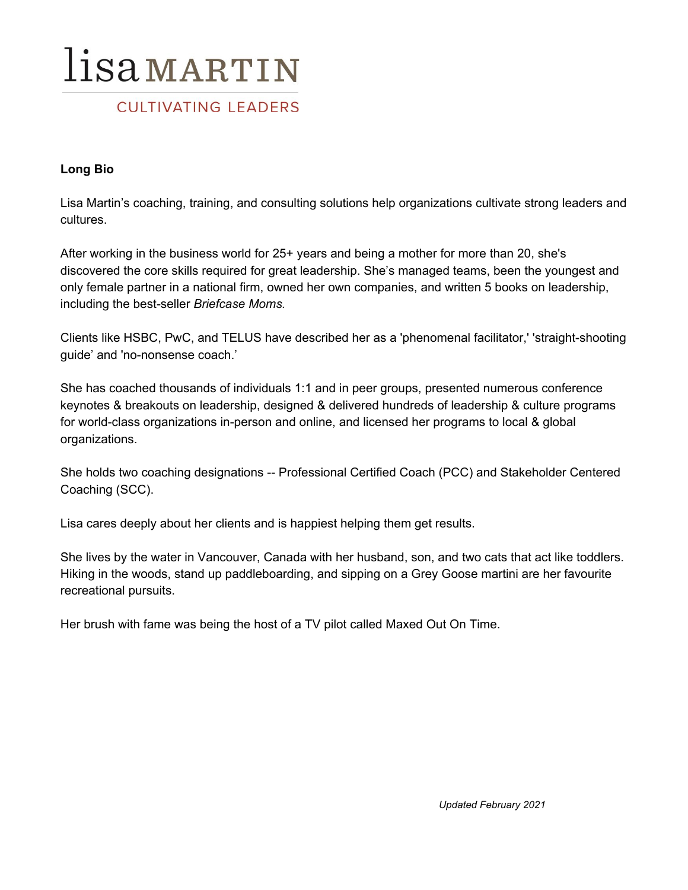# lisa MARTIN

CULTIVATING LEADERS

**Long Bio**

Lisa Martin's coaching, training, and consulting solutions help organizations cultivate strong leaders and cultures.

After working in the business world for 25+ years and being a mother for more than 20, she's discovered the core skills required for great leadership. She's managed teams, been the youngest and only female partner in a national firm, owned her own companies, and written 5 books on leadership, including the best-seller *Briefcase Moms.*

Clients like HSBC, PwC, and TELUS have described her as a 'phenomenal facilitator,' 'straight-shooting guide' and 'no-nonsense coach.'

She has coached thousands of individuals 1:1 and in peer groups, presented numerous conference keynotes & breakouts on leadership, designed & delivered hundreds of leadership & culture programs for world-class organizations in-person and online, and licensed her programs to local & global organizations.

She holds two coaching designations -- Professional Certified Coach (PCC) and Stakeholder Centered Coaching (SCC).

Lisa cares deeply about her clients and is happiest helping them get results.

She lives by the water in Vancouver, Canada with her husband, son, and two cats that act like toddlers. Hiking in the woods, stand up paddleboarding, and sipping on a Grey Goose martini are her favourite recreational pursuits.

Her brush with fame was being the host of a TV pilot called Maxed Out On Time.

*Updated February 2021*